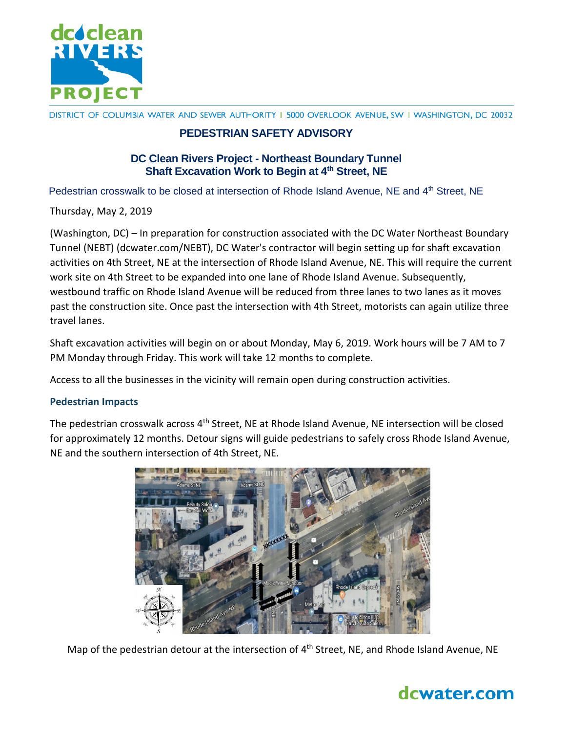DISTRICT OF COLUMBIA WATER AND SEWER AUTHORITY | 5000 OVERLOOK AVENUE, SW | WASHINGTON, DC 20032

# PEDESTRIAN SAFETY ADVISORY

## DC Clean Rivers Project - Northeast Boundary Tunnel
## Shaft Excavation Work to Begin at 4th Street, NE

Pedestrian crosswalk to be closed at intersection of Rhode Island Avenue, NE and 4th Street, NE

Thursday, May 2, 2019

(Washington, DC) – In preparation for construction associated with the DC Water Northeast Boundary Tunnel (NEBT) (dcwater.com/NEBT), DC Water's contractor will begin setting up for shaft excavation activities on 4th Street, NE at the intersection of Rhode Island Avenue, NE. This will require the current work site on 4th Street to be expanded into one lane of Rhode Island Avenue. Subsequently, westbound traffic on Rhode Island Avenue will be reduced from three lanes to two lanes as it moves past the construction site. Once past the intersection with 4th Street, motorists can again utilize three travel lanes.

Shaft excavation activities will begin on or about Monday, May 6, 2019. Work hours will be 7 AM to 7 PM Monday through Friday. This work will take 12 months to complete.

Access to all the businesses in the vicinity will remain open during construction activities.

### Pedestrian Impacts

The pedestrian crosswalk across 4th Street, NE at Rhode Island Avenue, NE intersection will be closed for approximately 12 months. Detour signs will guide pedestrians to safely cross Rhode Island Avenue, NE and the southern intersection of 4th Street, NE.

Map of the pedestrian detour at the intersection of 4th Street, NE, and Rhode Island Avenue, NE

dcwater.com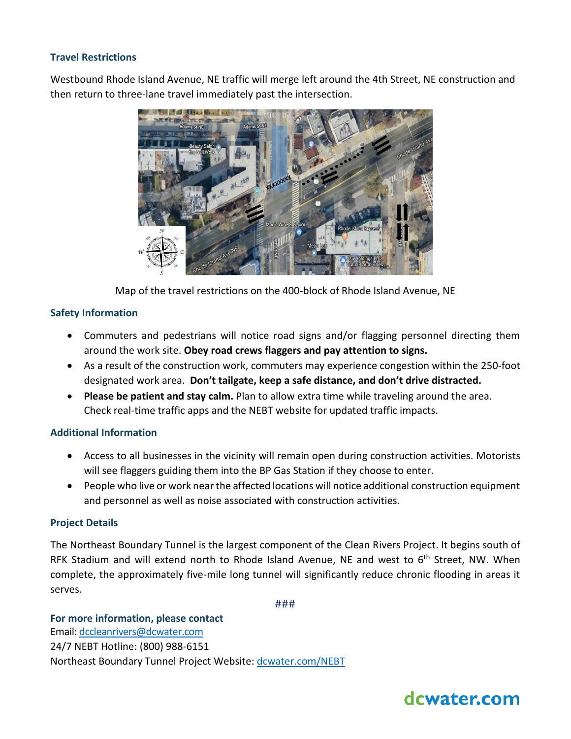### Travel Restrictions

Westbound Rhode Island Avenue, NE traffic will merge left around the 4th Street, NE construction and then return to three-lane travel immediately past the intersection.

Map of the travel restrictions on the 400-block of Rhode Island Avenue, NE

### Safety Information

- Commuters and pedestrians will notice road signs and/or flagging personnel directing them around the work site. **Obey road crews flaggers and pay attention to signs.**
- As a result of the construction work, commuters may experience congestion within the 250-foot designated work area. **Don't tailgate, keep a safe distance, and don't drive distracted.**
- **Please be patient and stay calm.** Plan to allow extra time while traveling around the area. Check real-time traffic apps and the NEBT website for updated traffic impacts.

### Additional Information

- Access to all businesses in the vicinity will remain open during construction activities. Motorists will see flaggers guiding them into the BP Gas Station if they choose to enter.
- People who live or work near the affected locations will notice additional construction equipment and personnel as well as noise associated with construction activities.

### Project Details

The Northeast Boundary Tunnel is the largest component of the Clean Rivers Project. It begins south of RFK Stadium and will extend north to Rhode Island Avenue, NE and west to 6th Street, NW. When complete, the approximately five-mile long tunnel will significantly reduce chronic flooding in areas it serves.

###

**For more information, please contact**

Email: dccleanrivers@dcwater.com

24/7 NEBT Hotline: (800) 988-6151

Northeast Boundary Tunnel Project Website: dcwater.com/NEBT

dcwater.com